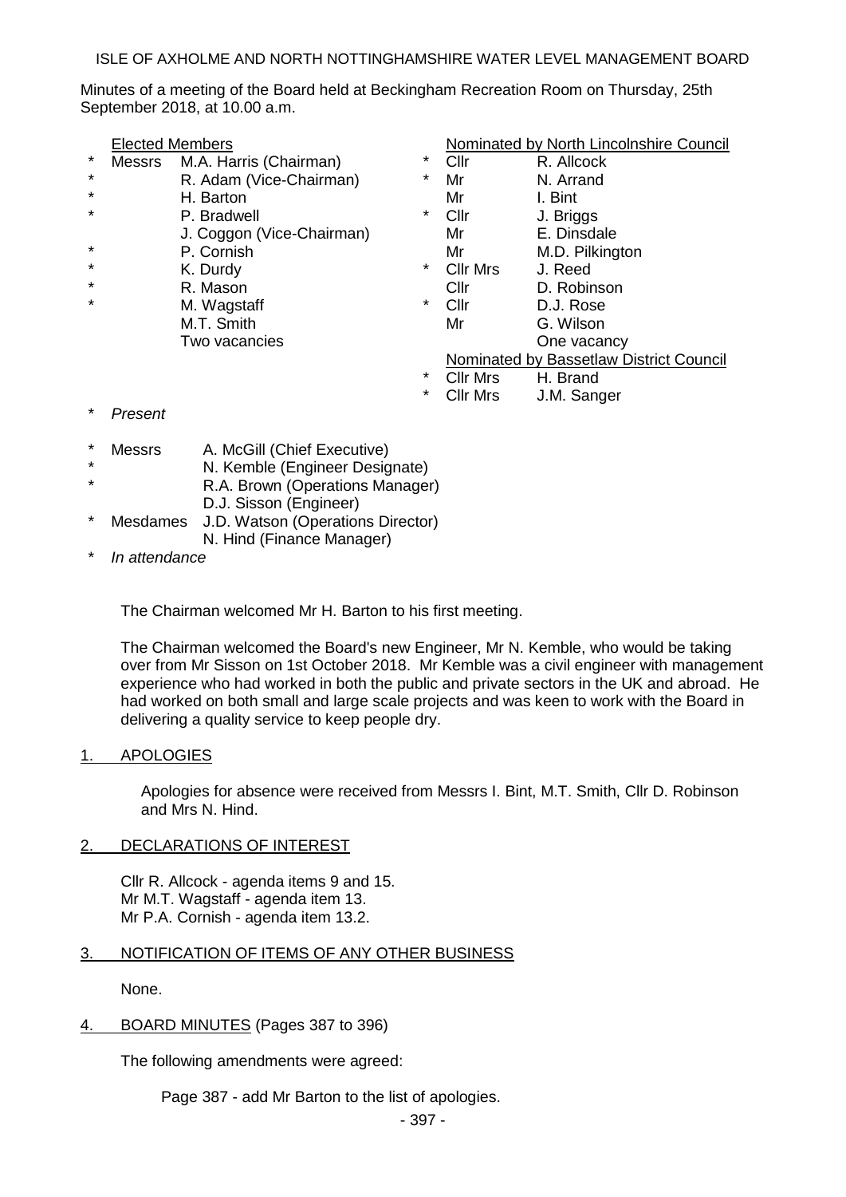ISLE OF AXHOLME AND NORTH NOTTINGHAMSHIRE WATER LEVEL MANAGEMENT BOARD

Minutes of a meeting of the Board held at Beckingham Recreation Room on Thursday, 25th September 2018, at 10.00 a.m.

| | Elected Members | | | Nominated by North Lincolnshire Council | |
|---|---|---|---|---|---|
| * | Messrs | M.A. Harris (Chairman) | * | Cllr | R. Allcock |
| * | | R. Adam (Vice-Chairman) | * | Mr | N. Arrand |
| * | | H. Barton | | Mr | I. Bint |
| * | | P. Bradwell | * | Cllr | J. Briggs |
| | | J. Coggon (Vice-Chairman) | | Mr | E. Dinsdale |
| * | | P. Cornish | | Mr | M.D. Pilkington |
| * | | K. Durdy | * | Cllr Mrs | J. Reed |
| * | | R. Mason | | Cllr | D. Robinson |
| * | | M. Wagstaff | * | Cllr | D.J. Rose |
| | | M.T. Smith | | Mr | G. Wilson |
| | | Two vacancies | | | One vacancy |
| | | | | Nominated by Bassetlaw District Council | |
| | | | * | Cllr Mrs | H. Brand |
| | | | * | Cllr Mrs | J.M. Sanger |

\* *Present*

| | | |
|---|---|---|
| * | Messrs | A. McGill (Chief Executive) |
| * | | N. Kemble (Engineer Designate) |
| * | | R.A. Brown (Operations Manager) |
| | | D.J. Sisson (Engineer) |
| * | Mesdames | J.D. Watson (Operations Director) |
| | | N. Hind (Finance Manager) |

\* *In attendance*

The Chairman welcomed Mr H. Barton to his first meeting.

The Chairman welcomed the Board's new Engineer, Mr N. Kemble, who would be taking over from Mr Sisson on 1st October 2018. Mr Kemble was a civil engineer with management experience who had worked in both the public and private sectors in the UK and abroad. He had worked on both small and large scale projects and was keen to work with the Board in delivering a quality service to keep people dry.

## 1. APOLOGIES

Apologies for absence were received from Messrs I. Bint, M.T. Smith, Cllr D. Robinson and Mrs N. Hind.

## 2. DECLARATIONS OF INTEREST

Cllr R. Allcock - agenda items 9 and 15.
Mr M.T. Wagstaff - agenda item 13.
Mr P.A. Cornish - agenda item 13.2.

## 3. NOTIFICATION OF ITEMS OF ANY OTHER BUSINESS

None.

## 4. BOARD MINUTES (Pages 387 to 396)

The following amendments were agreed:

Page 387 - add Mr Barton to the list of apologies.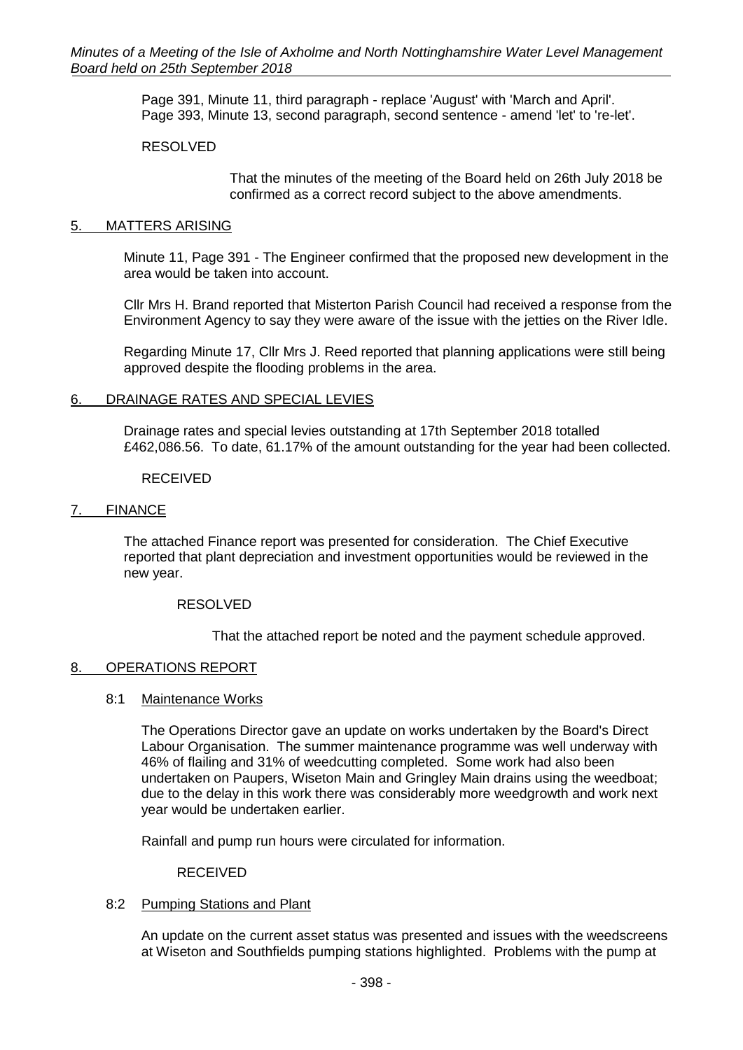Page 391, Minute 11, third paragraph - replace 'August' with 'March and April'.
Page 393, Minute 13, second paragraph, second sentence - amend 'let' to 're-let'.

RESOLVED

> That the minutes of the meeting of the Board held on 26th July 2018 be confirmed as a correct record subject to the above amendments.

## 5. MATTERS ARISING

Minute 11, Page 391 - The Engineer confirmed that the proposed new development in the area would be taken into account.

Cllr Mrs H. Brand reported that Misterton Parish Council had received a response from the Environment Agency to say they were aware of the issue with the jetties on the River Idle.

Regarding Minute 17, Cllr Mrs J. Reed reported that planning applications were still being approved despite the flooding problems in the area.

## 6. DRAINAGE RATES AND SPECIAL LEVIES

Drainage rates and special levies outstanding at 17th September 2018 totalled £462,086.56. To date, 61.17% of the amount outstanding for the year had been collected.

RECEIVED

## 7. FINANCE

The attached Finance report was presented for consideration. The Chief Executive reported that plant depreciation and investment opportunities would be reviewed in the new year.

RESOLVED

> That the attached report be noted and the payment schedule approved.

## 8. OPERATIONS REPORT

### 8:1 Maintenance Works

The Operations Director gave an update on works undertaken by the Board's Direct Labour Organisation. The summer maintenance programme was well underway with 46% of flailing and 31% of weedcutting completed. Some work had also been undertaken on Paupers, Wiseton Main and Gringley Main drains using the weedboat; due to the delay in this work there was considerably more weedgrowth and work next year would be undertaken earlier.

Rainfall and pump run hours were circulated for information.

RECEIVED

### 8:2 Pumping Stations and Plant

An update on the current asset status was presented and issues with the weedscreens at Wiseton and Southfields pumping stations highlighted. Problems with the pump at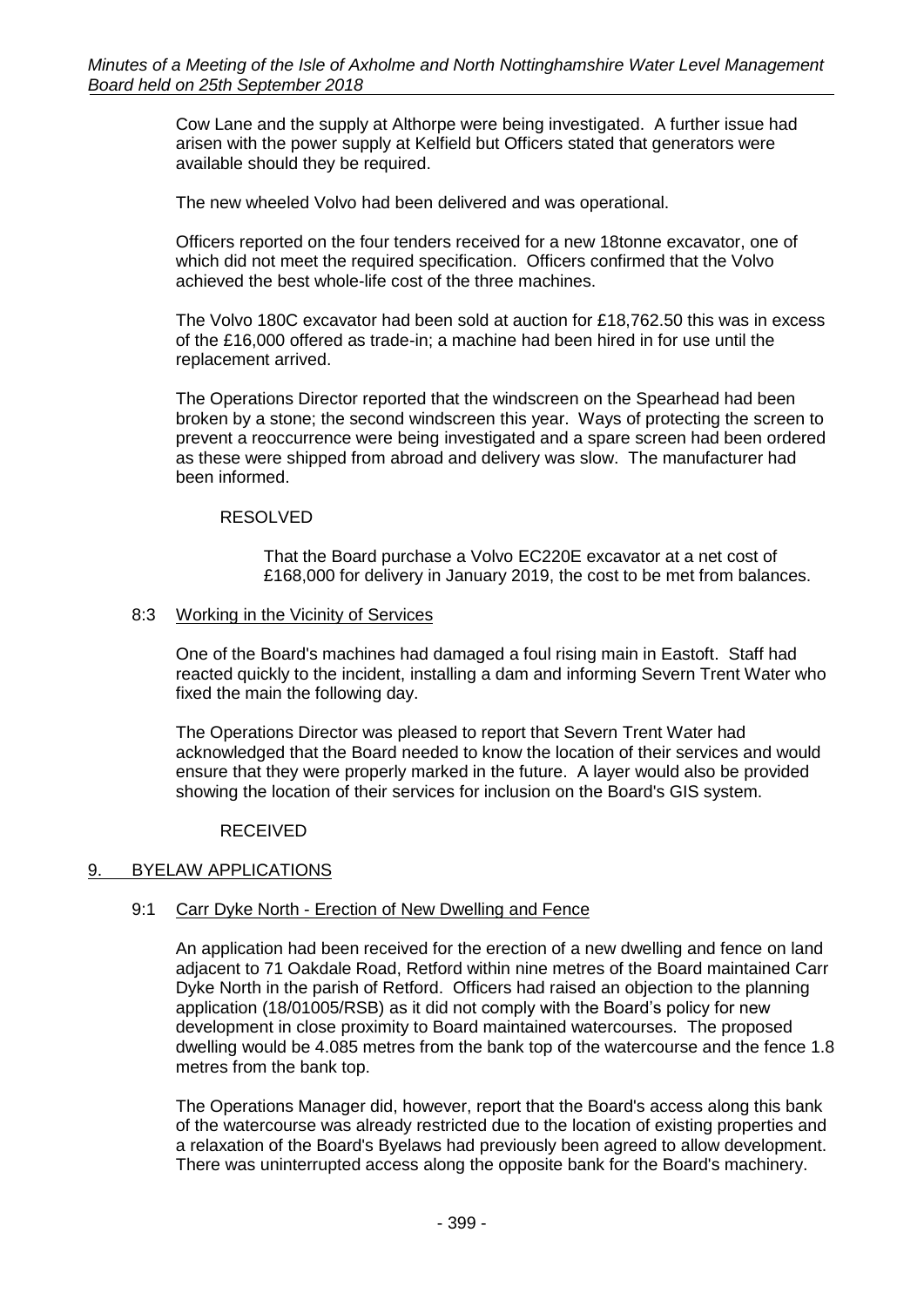Cow Lane and the supply at Althorpe were being investigated. A further issue had arisen with the power supply at Kelfield but Officers stated that generators were available should they be required.

The new wheeled Volvo had been delivered and was operational.

Officers reported on the four tenders received for a new 18tonne excavator, one of which did not meet the required specification. Officers confirmed that the Volvo achieved the best whole-life cost of the three machines.

The Volvo 180C excavator had been sold at auction for £18,762.50 this was in excess of the £16,000 offered as trade-in; a machine had been hired in for use until the replacement arrived.

The Operations Director reported that the windscreen on the Spearhead had been broken by a stone; the second windscreen this year. Ways of protecting the screen to prevent a reoccurrence were being investigated and a spare screen had been ordered as these were shipped from abroad and delivery was slow. The manufacturer had been informed.

RESOLVED

> That the Board purchase a Volvo EC220E excavator at a net cost of £168,000 for delivery in January 2019, the cost to be met from balances.

### 8:3 Working in the Vicinity of Services

One of the Board's machines had damaged a foul rising main in Eastoft. Staff had reacted quickly to the incident, installing a dam and informing Severn Trent Water who fixed the main the following day.

The Operations Director was pleased to report that Severn Trent Water had acknowledged that the Board needed to know the location of their services and would ensure that they were properly marked in the future. A layer would also be provided showing the location of their services for inclusion on the Board's GIS system.

RECEIVED

## 9. BYELAW APPLICATIONS

### 9:1 Carr Dyke North - Erection of New Dwelling and Fence

An application had been received for the erection of a new dwelling and fence on land adjacent to 71 Oakdale Road, Retford within nine metres of the Board maintained Carr Dyke North in the parish of Retford. Officers had raised an objection to the planning application (18/01005/RSB) as it did not comply with the Board's policy for new development in close proximity to Board maintained watercourses. The proposed dwelling would be 4.085 metres from the bank top of the watercourse and the fence 1.8 metres from the bank top.

The Operations Manager did, however, report that the Board's access along this bank of the watercourse was already restricted due to the location of existing properties and a relaxation of the Board's Byelaws had previously been agreed to allow development. There was uninterrupted access along the opposite bank for the Board's machinery.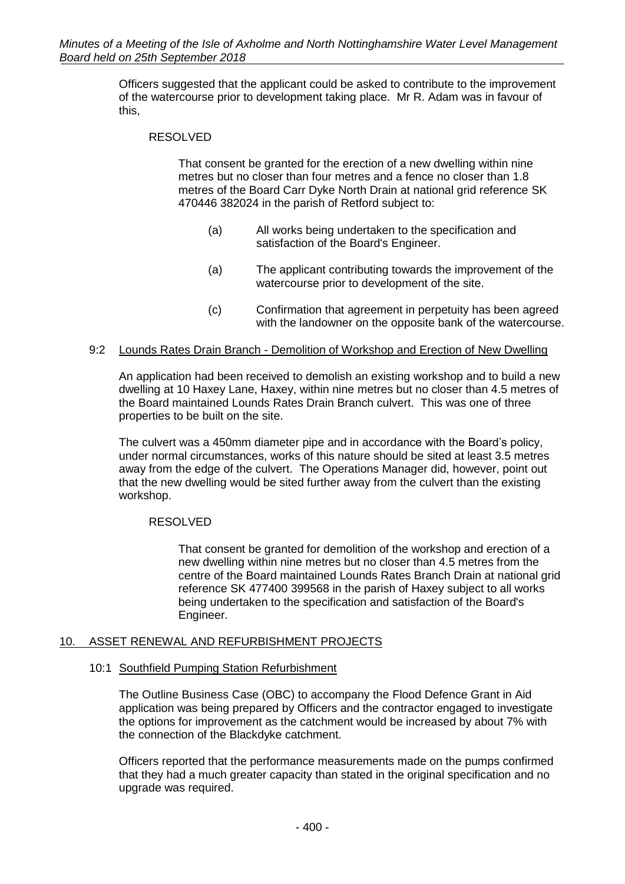Officers suggested that the applicant could be asked to contribute to the improvement of the watercourse prior to development taking place. Mr R. Adam was in favour of this,

RESOLVED

That consent be granted for the erection of a new dwelling within nine metres but no closer than four metres and a fence no closer than 1.8 metres of the Board Carr Dyke North Drain at national grid reference SK 470446 382024 in the parish of Retford subject to:

(a) All works being undertaken to the specification and satisfaction of the Board's Engineer.

(a) The applicant contributing towards the improvement of the watercourse prior to development of the site.

(c) Confirmation that agreement in perpetuity has been agreed with the landowner on the opposite bank of the watercourse.

9:2 Lounds Rates Drain Branch - Demolition of Workshop and Erection of New Dwelling

An application had been received to demolish an existing workshop and to build a new dwelling at 10 Haxey Lane, Haxey, within nine metres but no closer than 4.5 metres of the Board maintained Lounds Rates Drain Branch culvert. This was one of three properties to be built on the site.

The culvert was a 450mm diameter pipe and in accordance with the Board's policy, under normal circumstances, works of this nature should be sited at least 3.5 metres away from the edge of the culvert. The Operations Manager did, however, point out that the new dwelling would be sited further away from the culvert than the existing workshop.

RESOLVED

That consent be granted for demolition of the workshop and erection of a new dwelling within nine metres but no closer than 4.5 metres from the centre of the Board maintained Lounds Rates Branch Drain at national grid reference SK 477400 399568 in the parish of Haxey subject to all works being undertaken to the specification and satisfaction of the Board's Engineer.

## 10. ASSET RENEWAL AND REFURBISHMENT PROJECTS

10:1 Southfield Pumping Station Refurbishment

The Outline Business Case (OBC) to accompany the Flood Defence Grant in Aid application was being prepared by Officers and the contractor engaged to investigate the options for improvement as the catchment would be increased by about 7% with the connection of the Blackdyke catchment.

Officers reported that the performance measurements made on the pumps confirmed that they had a much greater capacity than stated in the original specification and no upgrade was required.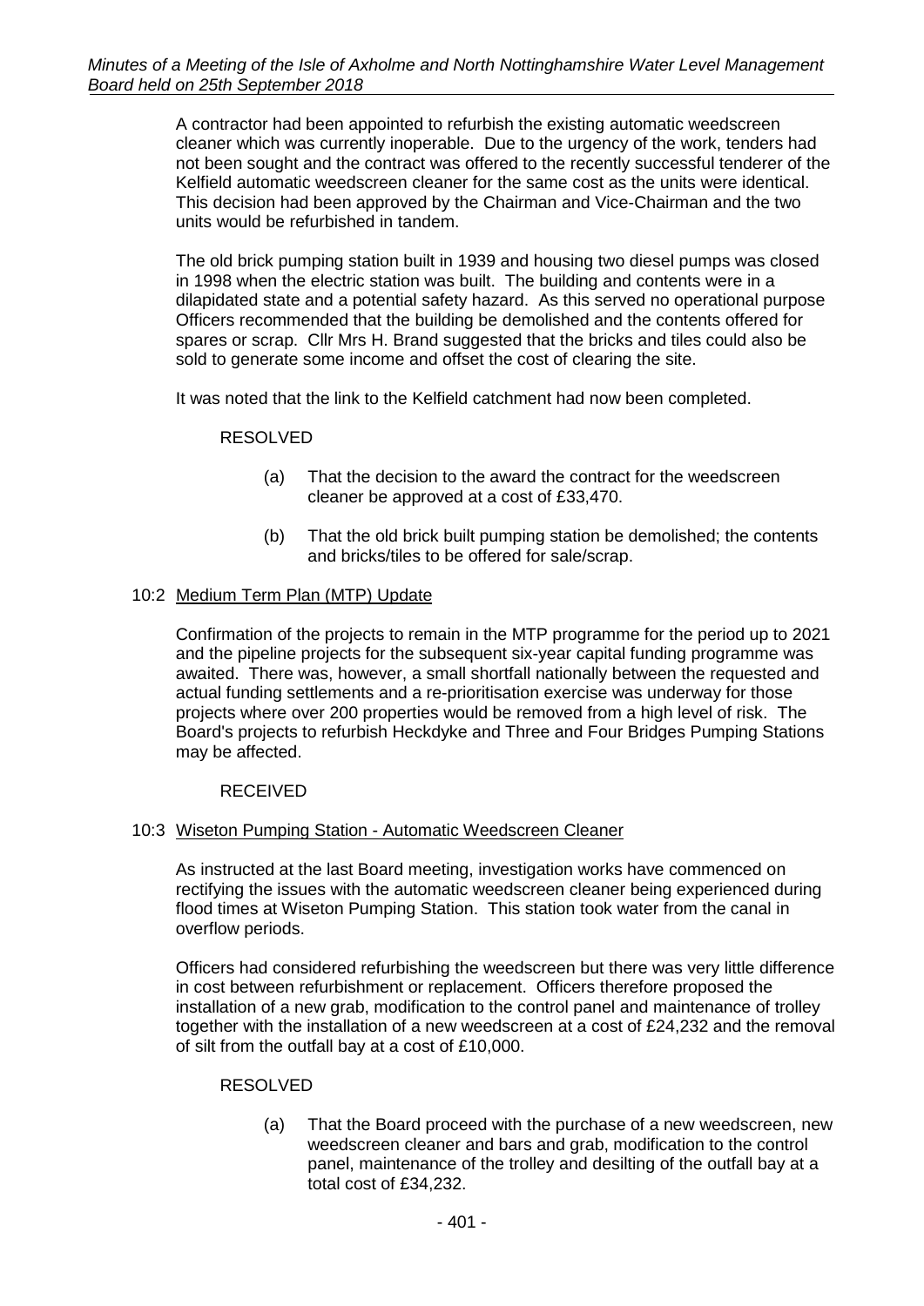A contractor had been appointed to refurbish the existing automatic weedscreen cleaner which was currently inoperable. Due to the urgency of the work, tenders had not been sought and the contract was offered to the recently successful tenderer of the Kelfield automatic weedscreen cleaner for the same cost as the units were identical. This decision had been approved by the Chairman and Vice-Chairman and the two units would be refurbished in tandem.

The old brick pumping station built in 1939 and housing two diesel pumps was closed in 1998 when the electric station was built. The building and contents were in a dilapidated state and a potential safety hazard. As this served no operational purpose Officers recommended that the building be demolished and the contents offered for spares or scrap. Cllr Mrs H. Brand suggested that the bricks and tiles could also be sold to generate some income and offset the cost of clearing the site.

It was noted that the link to the Kelfield catchment had now been completed.

RESOLVED

(a) That the decision to the award the contract for the weedscreen cleaner be approved at a cost of £33,470.

(b) That the old brick built pumping station be demolished; the contents and bricks/tiles to be offered for sale/scrap.

10:2 Medium Term Plan (MTP) Update

Confirmation of the projects to remain in the MTP programme for the period up to 2021 and the pipeline projects for the subsequent six-year capital funding programme was awaited. There was, however, a small shortfall nationally between the requested and actual funding settlements and a re-prioritisation exercise was underway for those projects where over 200 properties would be removed from a high level of risk. The Board's projects to refurbish Heckdyke and Three and Four Bridges Pumping Stations may be affected.

RECEIVED

10:3 Wiseton Pumping Station - Automatic Weedscreen Cleaner

As instructed at the last Board meeting, investigation works have commenced on rectifying the issues with the automatic weedscreen cleaner being experienced during flood times at Wiseton Pumping Station. This station took water from the canal in overflow periods.

Officers had considered refurbishing the weedscreen but there was very little difference in cost between refurbishment or replacement. Officers therefore proposed the installation of a new grab, modification to the control panel and maintenance of trolley together with the installation of a new weedscreen at a cost of £24,232 and the removal of silt from the outfall bay at a cost of £10,000.

RESOLVED

(a) That the Board proceed with the purchase of a new weedscreen, new weedscreen cleaner and bars and grab, modification to the control panel, maintenance of the trolley and desilting of the outfall bay at a total cost of £34,232.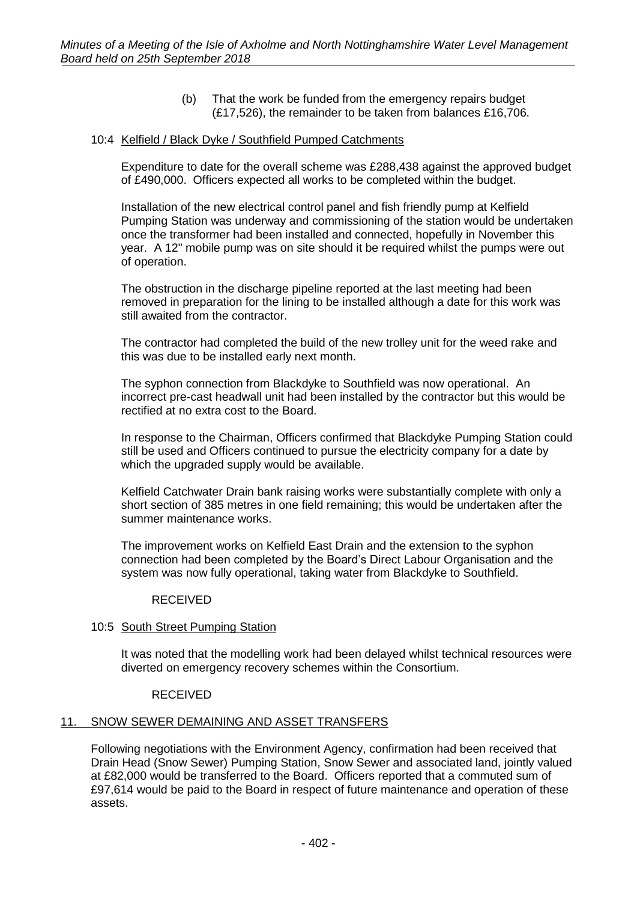(b) That the work be funded from the emergency repairs budget (£17,526), the remainder to be taken from balances £16,706.

10:4 Kelfield / Black Dyke / Southfield Pumped Catchments

Expenditure to date for the overall scheme was £288,438 against the approved budget of £490,000. Officers expected all works to be completed within the budget.

Installation of the new electrical control panel and fish friendly pump at Kelfield Pumping Station was underway and commissioning of the station would be undertaken once the transformer had been installed and connected, hopefully in November this year. A 12" mobile pump was on site should it be required whilst the pumps were out of operation.

The obstruction in the discharge pipeline reported at the last meeting had been removed in preparation for the lining to be installed although a date for this work was still awaited from the contractor.

The contractor had completed the build of the new trolley unit for the weed rake and this was due to be installed early next month.

The syphon connection from Blackdyke to Southfield was now operational. An incorrect pre-cast headwall unit had been installed by the contractor but this would be rectified at no extra cost to the Board.

In response to the Chairman, Officers confirmed that Blackdyke Pumping Station could still be used and Officers continued to pursue the electricity company for a date by which the upgraded supply would be available.

Kelfield Catchwater Drain bank raising works were substantially complete with only a short section of 385 metres in one field remaining; this would be undertaken after the summer maintenance works.

The improvement works on Kelfield East Drain and the extension to the syphon connection had been completed by the Board's Direct Labour Organisation and the system was now fully operational, taking water from Blackdyke to Southfield.

RECEIVED

10:5 South Street Pumping Station

It was noted that the modelling work had been delayed whilst technical resources were diverted on emergency recovery schemes within the Consortium.

RECEIVED

## 11. SNOW SEWER DEMAINING AND ASSET TRANSFERS

Following negotiations with the Environment Agency, confirmation had been received that Drain Head (Snow Sewer) Pumping Station, Snow Sewer and associated land, jointly valued at £82,000 would be transferred to the Board. Officers reported that a commuted sum of £97,614 would be paid to the Board in respect of future maintenance and operation of these assets.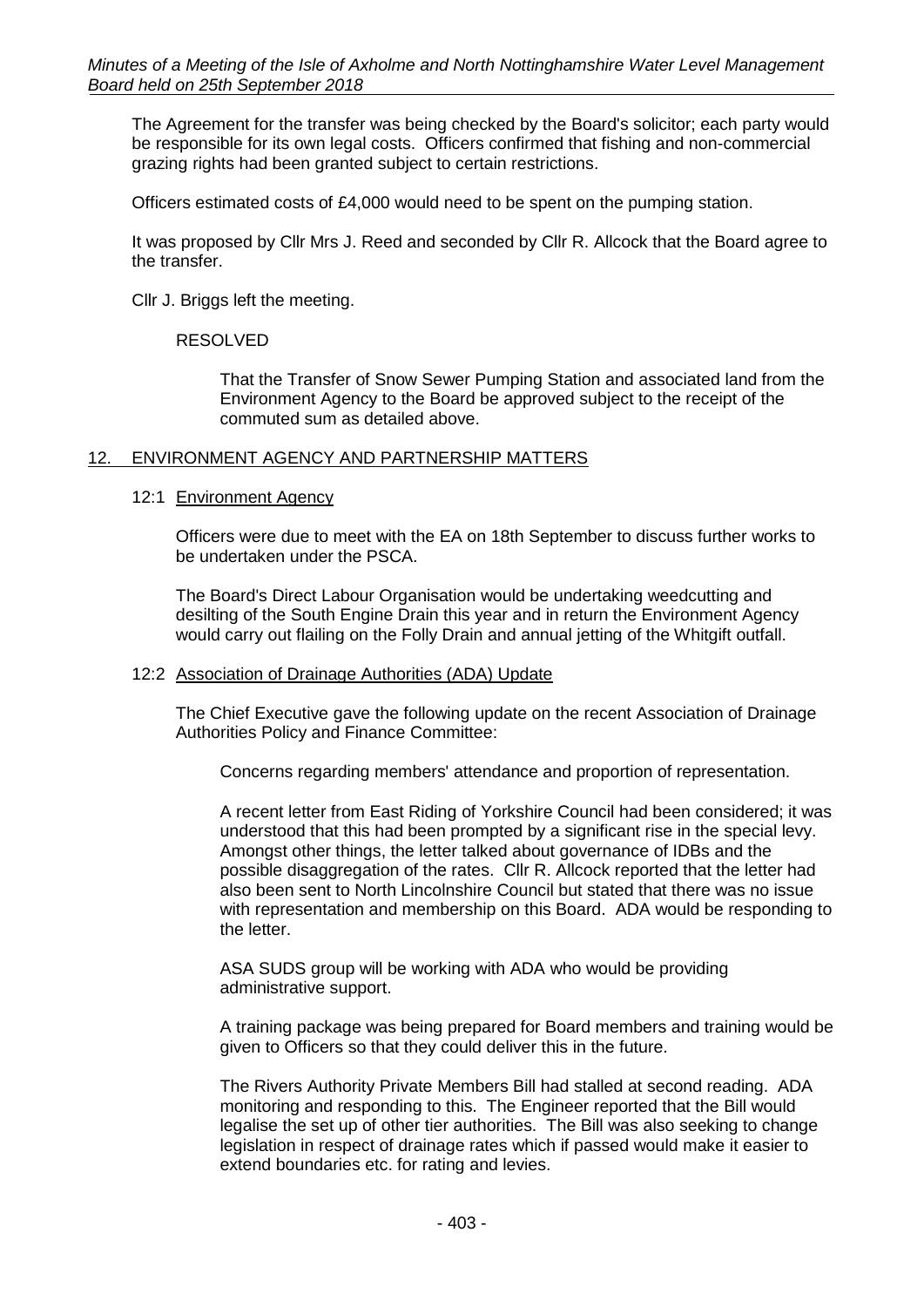The Agreement for the transfer was being checked by the Board's solicitor; each party would be responsible for its own legal costs. Officers confirmed that fishing and non-commercial grazing rights had been granted subject to certain restrictions.

Officers estimated costs of £4,000 would need to be spent on the pumping station.

It was proposed by Cllr Mrs J. Reed and seconded by Cllr R. Allcock that the Board agree to the transfer.

Cllr J. Briggs left the meeting.

RESOLVED

> That the Transfer of Snow Sewer Pumping Station and associated land from the Environment Agency to the Board be approved subject to the receipt of the commuted sum as detailed above.

## 12. ENVIRONMENT AGENCY AND PARTNERSHIP MATTERS

### 12:1 Environment Agency

Officers were due to meet with the EA on 18th September to discuss further works to be undertaken under the PSCA.

The Board's Direct Labour Organisation would be undertaking weedcutting and desilting of the South Engine Drain this year and in return the Environment Agency would carry out flailing on the Folly Drain and annual jetting of the Whitgift outfall.

### 12:2 Association of Drainage Authorities (ADA) Update

The Chief Executive gave the following update on the recent Association of Drainage Authorities Policy and Finance Committee:

> Concerns regarding members' attendance and proportion of representation.
>
> A recent letter from East Riding of Yorkshire Council had been considered; it was understood that this had been prompted by a significant rise in the special levy. Amongst other things, the letter talked about governance of IDBs and the possible disaggregation of the rates. Cllr R. Allcock reported that the letter had also been sent to North Lincolnshire Council but stated that there was no issue with representation and membership on this Board. ADA would be responding to the letter.
>
> ASA SUDS group will be working with ADA who would be providing administrative support.
>
> A training package was being prepared for Board members and training would be given to Officers so that they could deliver this in the future.
>
> The Rivers Authority Private Members Bill had stalled at second reading. ADA monitoring and responding to this. The Engineer reported that the Bill would legalise the set up of other tier authorities. The Bill was also seeking to change legislation in respect of drainage rates which if passed would make it easier to extend boundaries etc. for rating and levies.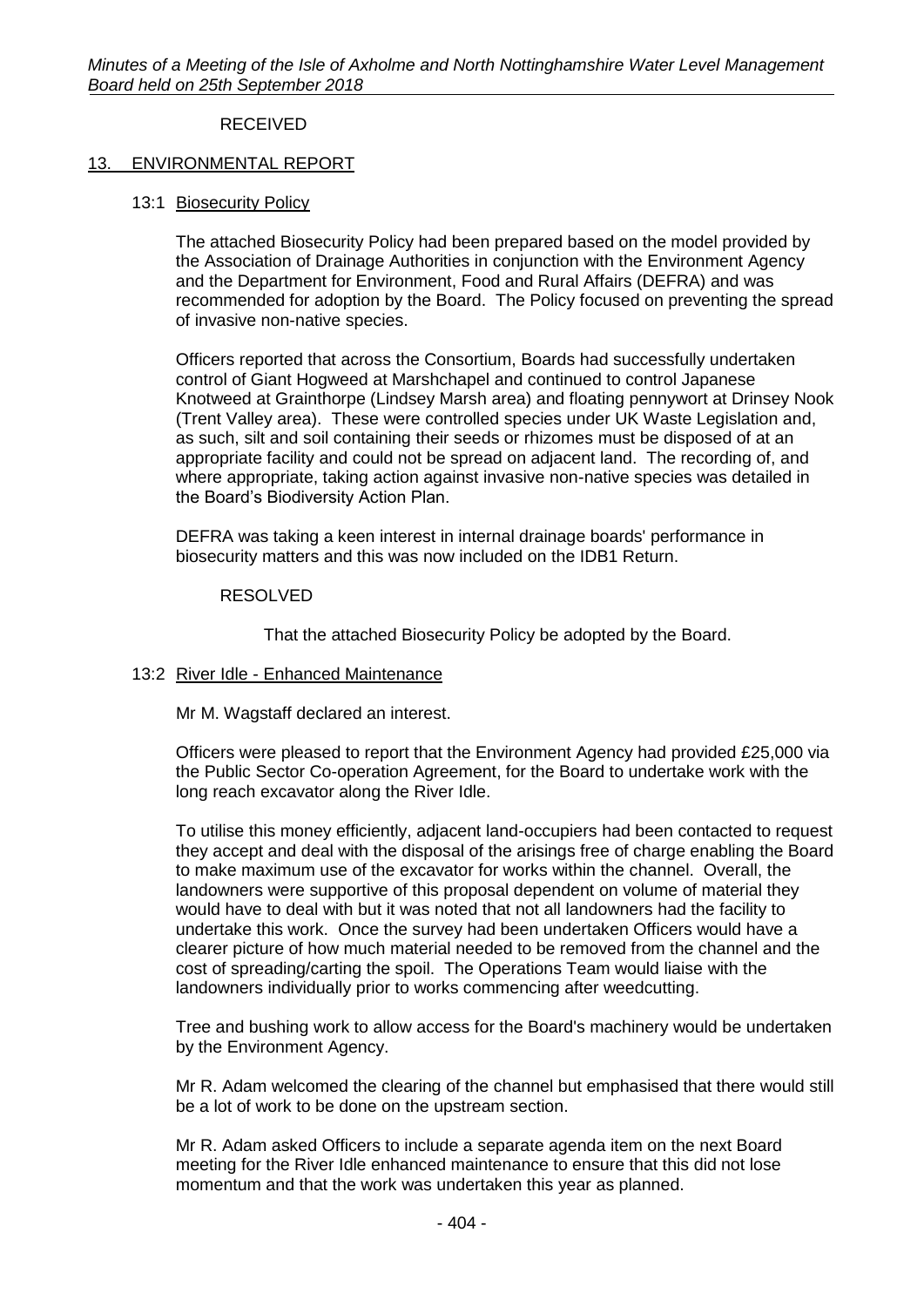RECEIVED

## 13. ENVIRONMENTAL REPORT

### 13:1 Biosecurity Policy

The attached Biosecurity Policy had been prepared based on the model provided by the Association of Drainage Authorities in conjunction with the Environment Agency and the Department for Environment, Food and Rural Affairs (DEFRA) and was recommended for adoption by the Board. The Policy focused on preventing the spread of invasive non-native species.

Officers reported that across the Consortium, Boards had successfully undertaken control of Giant Hogweed at Marshchapel and continued to control Japanese Knotweed at Grainthorpe (Lindsey Marsh area) and floating pennywort at Drinsey Nook (Trent Valley area). These were controlled species under UK Waste Legislation and, as such, silt and soil containing their seeds or rhizomes must be disposed of at an appropriate facility and could not be spread on adjacent land. The recording of, and where appropriate, taking action against invasive non-native species was detailed in the Board's Biodiversity Action Plan.

DEFRA was taking a keen interest in internal drainage boards' performance in biosecurity matters and this was now included on the IDB1 Return.

RESOLVED

That the attached Biosecurity Policy be adopted by the Board.

### 13:2 River Idle - Enhanced Maintenance

Mr M. Wagstaff declared an interest.

Officers were pleased to report that the Environment Agency had provided £25,000 via the Public Sector Co-operation Agreement, for the Board to undertake work with the long reach excavator along the River Idle.

To utilise this money efficiently, adjacent land-occupiers had been contacted to request they accept and deal with the disposal of the arisings free of charge enabling the Board to make maximum use of the excavator for works within the channel. Overall, the landowners were supportive of this proposal dependent on volume of material they would have to deal with but it was noted that not all landowners had the facility to undertake this work. Once the survey had been undertaken Officers would have a clearer picture of how much material needed to be removed from the channel and the cost of spreading/carting the spoil. The Operations Team would liaise with the landowners individually prior to works commencing after weedcutting.

Tree and bushing work to allow access for the Board's machinery would be undertaken by the Environment Agency.

Mr R. Adam welcomed the clearing of the channel but emphasised that there would still be a lot of work to be done on the upstream section.

Mr R. Adam asked Officers to include a separate agenda item on the next Board meeting for the River Idle enhanced maintenance to ensure that this did not lose momentum and that the work was undertaken this year as planned.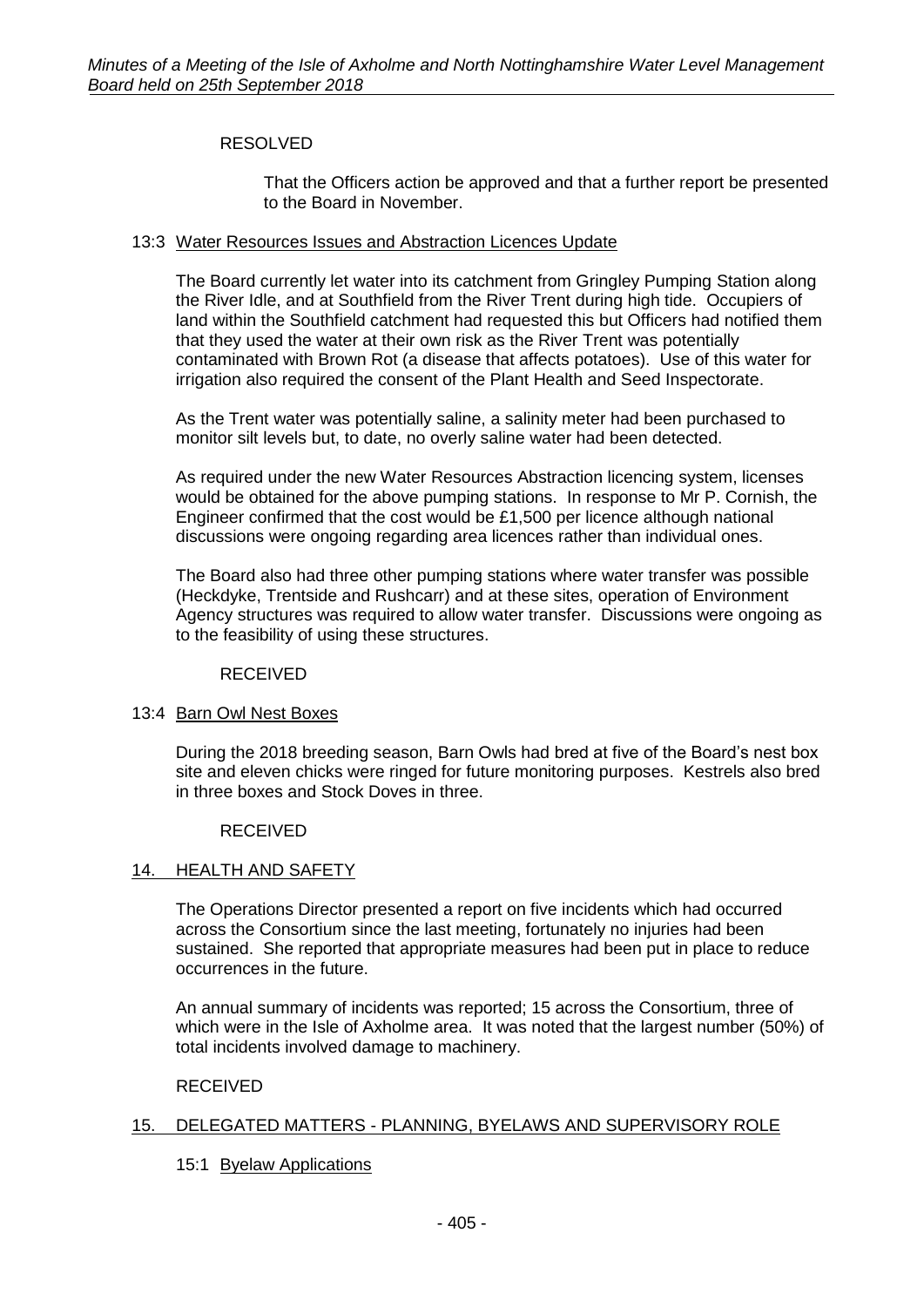RESOLVED

That the Officers action be approved and that a further report be presented to the Board in November.

13:3 Water Resources Issues and Abstraction Licences Update

The Board currently let water into its catchment from Gringley Pumping Station along the River Idle, and at Southfield from the River Trent during high tide. Occupiers of land within the Southfield catchment had requested this but Officers had notified them that they used the water at their own risk as the River Trent was potentially contaminated with Brown Rot (a disease that affects potatoes). Use of this water for irrigation also required the consent of the Plant Health and Seed Inspectorate.

As the Trent water was potentially saline, a salinity meter had been purchased to monitor silt levels but, to date, no overly saline water had been detected.

As required under the new Water Resources Abstraction licencing system, licenses would be obtained for the above pumping stations. In response to Mr P. Cornish, the Engineer confirmed that the cost would be £1,500 per licence although national discussions were ongoing regarding area licences rather than individual ones.

The Board also had three other pumping stations where water transfer was possible (Heckdyke, Trentside and Rushcarr) and at these sites, operation of Environment Agency structures was required to allow water transfer. Discussions were ongoing as to the feasibility of using these structures.

RECEIVED

13:4 Barn Owl Nest Boxes

During the 2018 breeding season, Barn Owls had bred at five of the Board's nest box site and eleven chicks were ringed for future monitoring purposes. Kestrels also bred in three boxes and Stock Doves in three.

RECEIVED

14. HEALTH AND SAFETY

The Operations Director presented a report on five incidents which had occurred across the Consortium since the last meeting, fortunately no injuries had been sustained. She reported that appropriate measures had been put in place to reduce occurrences in the future.

An annual summary of incidents was reported; 15 across the Consortium, three of which were in the Isle of Axholme area. It was noted that the largest number (50%) of total incidents involved damage to machinery.

RECEIVED

15. DELEGATED MATTERS - PLANNING, BYELAWS AND SUPERVISORY ROLE

15:1 Byelaw Applications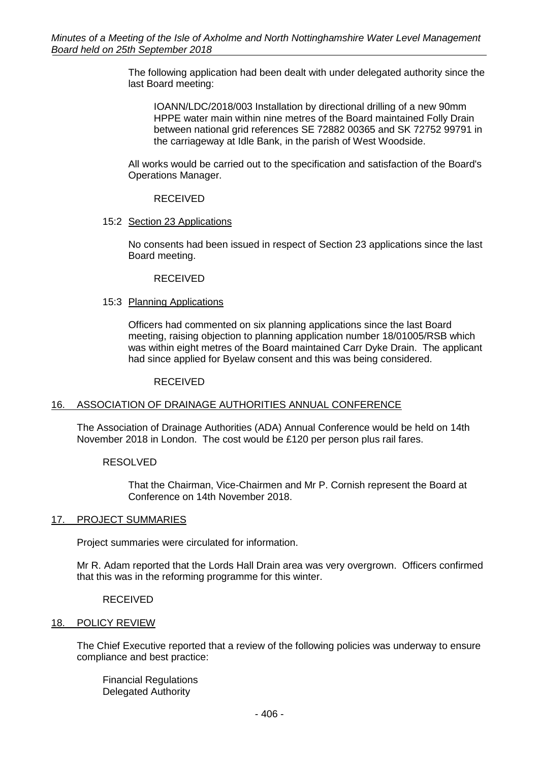The following application had been dealt with under delegated authority since the last Board meeting:

> IOANN/LDC/2018/003 Installation by directional drilling of a new 90mm HPPE water main within nine metres of the Board maintained Folly Drain between national grid references SE 72882 00365 and SK 72752 99791 in the carriageway at Idle Bank, in the parish of West Woodside.

All works would be carried out to the specification and satisfaction of the Board's Operations Manager.

RECEIVED

15:2 Section 23 Applications

No consents had been issued in respect of Section 23 applications since the last Board meeting.

RECEIVED

15:3 Planning Applications

Officers had commented on six planning applications since the last Board meeting, raising objection to planning application number 18/01005/RSB which was within eight metres of the Board maintained Carr Dyke Drain. The applicant had since applied for Byelaw consent and this was being considered.

RECEIVED

## 16. ASSOCIATION OF DRAINAGE AUTHORITIES ANNUAL CONFERENCE

The Association of Drainage Authorities (ADA) Annual Conference would be held on 14th November 2018 in London. The cost would be £120 per person plus rail fares.

RESOLVED

> That the Chairman, Vice-Chairmen and Mr P. Cornish represent the Board at Conference on 14th November 2018.

## 17. PROJECT SUMMARIES

Project summaries were circulated for information.

Mr R. Adam reported that the Lords Hall Drain area was very overgrown. Officers confirmed that this was in the reforming programme for this winter.

RECEIVED

## 18. POLICY REVIEW

The Chief Executive reported that a review of the following policies was underway to ensure compliance and best practice:

Financial Regulations  
Delegated Authority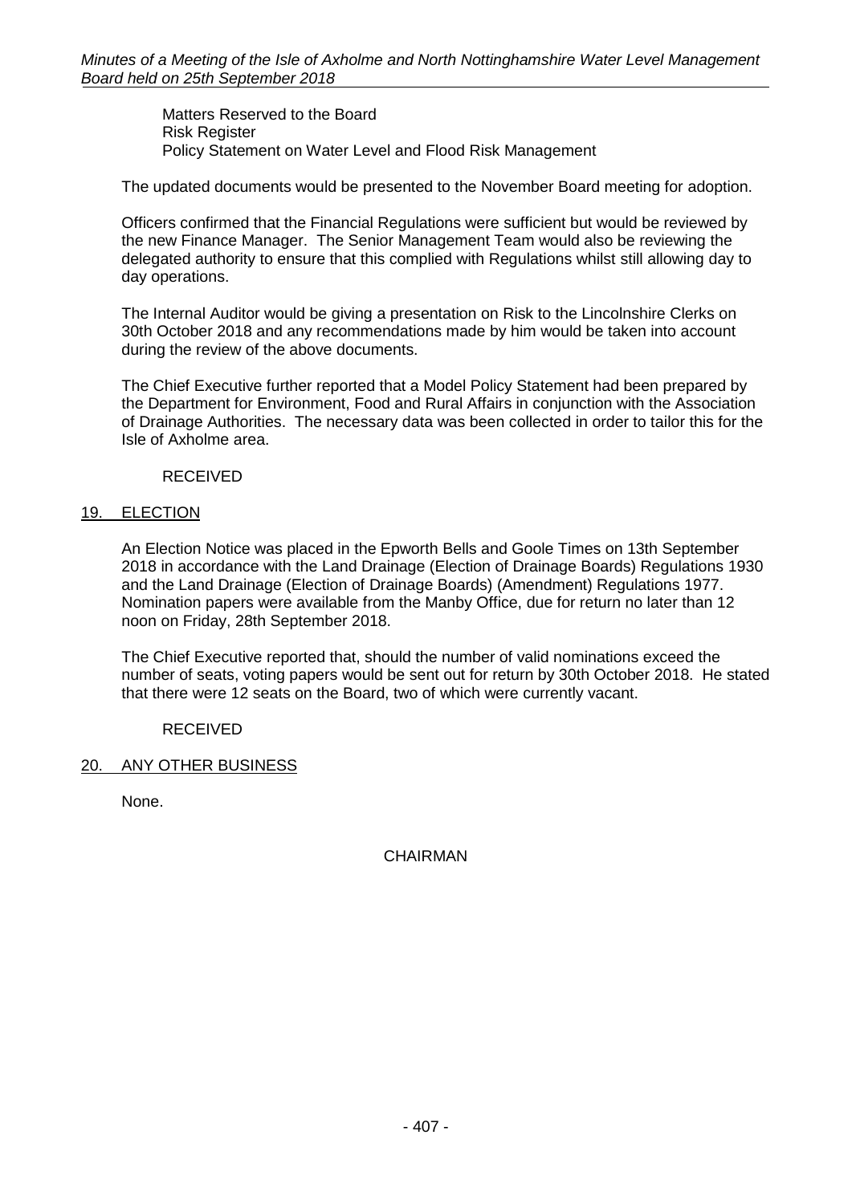Matters Reserved to the Board
Risk Register
Policy Statement on Water Level and Flood Risk Management

The updated documents would be presented to the November Board meeting for adoption.

Officers confirmed that the Financial Regulations were sufficient but would be reviewed by the new Finance Manager. The Senior Management Team would also be reviewing the delegated authority to ensure that this complied with Regulations whilst still allowing day to day operations.

The Internal Auditor would be giving a presentation on Risk to the Lincolnshire Clerks on 30th October 2018 and any recommendations made by him would be taken into account during the review of the above documents.

The Chief Executive further reported that a Model Policy Statement had been prepared by the Department for Environment, Food and Rural Affairs in conjunction with the Association of Drainage Authorities. The necessary data was been collected in order to tailor this for the Isle of Axholme area.

RECEIVED

## 19. ELECTION

An Election Notice was placed in the Epworth Bells and Goole Times on 13th September 2018 in accordance with the Land Drainage (Election of Drainage Boards) Regulations 1930 and the Land Drainage (Election of Drainage Boards) (Amendment) Regulations 1977. Nomination papers were available from the Manby Office, due for return no later than 12 noon on Friday, 28th September 2018.

The Chief Executive reported that, should the number of valid nominations exceed the number of seats, voting papers would be sent out for return by 30th October 2018. He stated that there were 12 seats on the Board, two of which were currently vacant.

RECEIVED

## 20. ANY OTHER BUSINESS

None.

CHAIRMAN